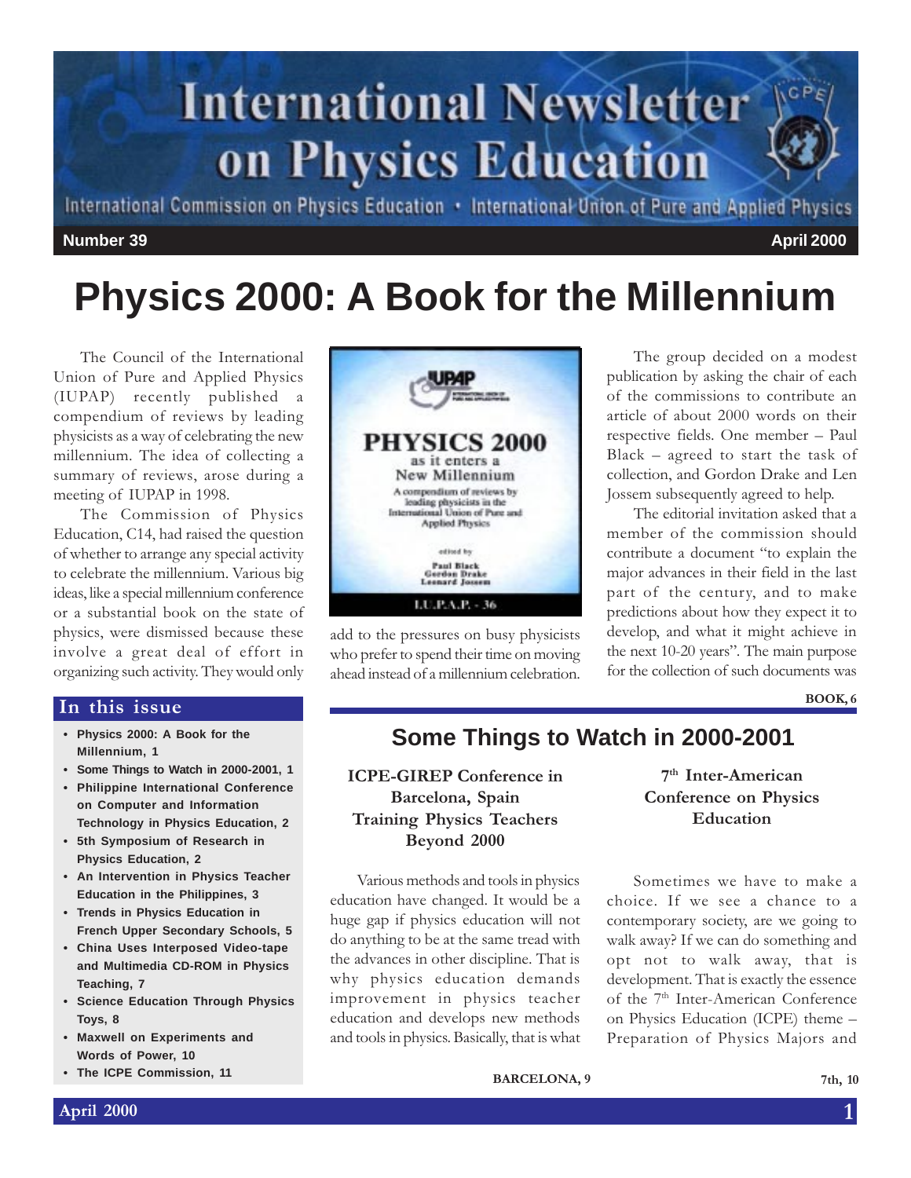# International Newsletter on Physics Education

International Commission on Physics Education • International Union of Pure and Applied Physics

**Number 39** **April 2000**

# Physics 2000: A Book for the Millennium

The Council of the International Union of Pure and Applied Physics (IUPAP) recently published a compendium of reviews by leading physicists as a way of celebrating the new millennium. The idea of collecting a summary of reviews, arose during a meeting of IUPAP in 1998.

The Commission of Physics Education, C14, had raised the question of whether to arrange any special activity to celebrate the millennium. Various big ideas, like a special millennium conference or a substantial book on the state of physics, were dismissed because these involve a great deal of effort in organizing such activity. They would only add to the pressures on busy physicists who prefer to spend their time on moving ahead instead of a millennium celebration.

The group decided on a modest publication by asking the chair of each of the commissions to contribute an article of about 2000 words on their respective fields. One member – Paul Black – agreed to start the task of collection, and Gordon Drake and Len Jossem subsequently agreed to help.

The editorial invitation asked that a member of the commission should contribute a document "to explain the major advances in their field in the last part of the century, and to make predictions about how they expect it to develop, and what it might achieve in the next 10-20 years". The main purpose for the collection of such documents was

**BOOK, 6**

## In this issue

- Physics 2000: A Book for the Millennium, 1
- Some Things to Watch in 2000-2001, 1
- Philippine International Conference on Computer and Information Technology in Physics Education, 2
- 5th Symposium of Research in Physics Education, 2
- An Intervention in Physics Teacher Education in the Philippines, 3
- Trends in Physics Education in French Upper Secondary Schools, 5
- China Uses Interposed Video-tape and Multimedia CD-ROM in Physics Teaching, 7
- Science Education Through Physics Toys, 8
- Maxwell on Experiments and Words of Power, 10
- The ICPE Commission, 11

# Some Things to Watch in 2000-2001

### ICPE-GIREP Conference in Barcelona, Spain Training Physics Teachers Beyond 2000

Various methods and tools in physics education have changed. It would be a huge gap if physics education will not do anything to be at the same tread with the advances in other discipline. That is why physics education demands improvement in physics teacher education and develops new methods and tools in physics. Basically, that is what

**BARCELONA, 9**

### 7th Inter-American Conference on Physics Education

Sometimes we have to make a choice. If we see a chance to a contemporary society, are we going to walk away? If we can do something and opt not to walk away, that is development. That is exactly the essence of the 7th Inter-American Conference on Physics Education (ICPE) theme – Preparation of Physics Majors and

**7th, 10**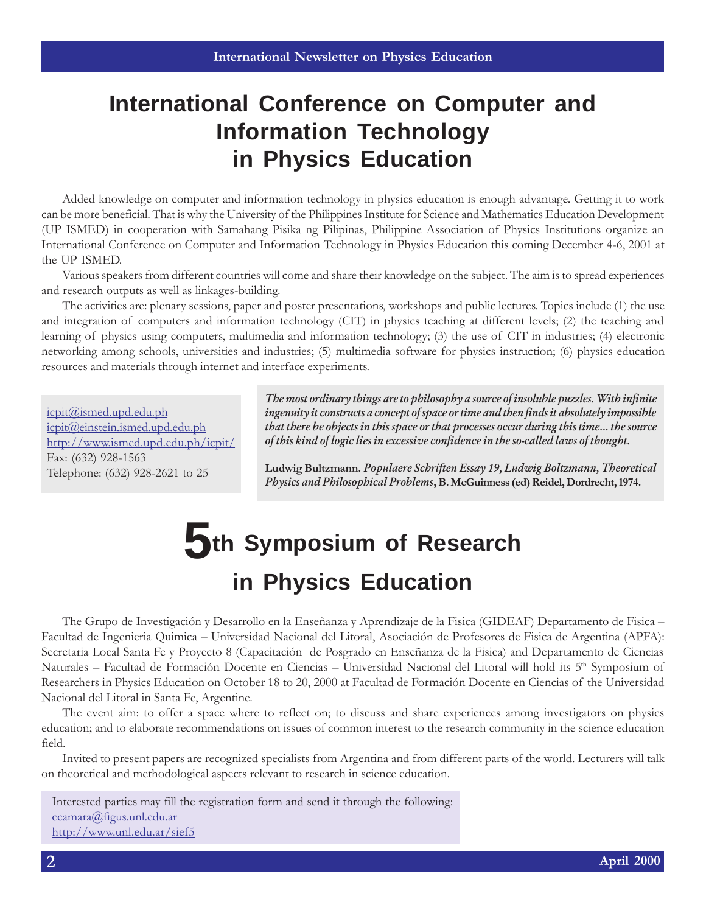# International Conference on Computer and Information Technology in Physics Education

Added knowledge on computer and information technology in physics education is enough advantage. Getting it to work can be more beneficial. That is why the University of the Philippines Institute for Science and Mathematics Education Development (UP ISMED) in cooperation with Samahang Pisika ng Pilipinas, Philippine Association of Physics Institutions organize an International Conference on Computer and Information Technology in Physics Education this coming December 4-6, 2001 at the UP ISMED.

Various speakers from different countries will come and share their knowledge on the subject. The aim is to spread experiences and research outputs as well as linkages-building.

The activities are: plenary sessions, paper and poster presentations, workshops and public lectures. Topics include (1) the use and integration of computers and information technology (CIT) in physics teaching at different levels; (2) the teaching and learning of physics using computers, multimedia and information technology; (3) the use of CIT in industries; (4) electronic networking among schools, universities and industries; (5) multimedia software for physics instruction; (6) physics education resources and materials through internet and interface experiments.

icpit@ismed.upd.edu.ph
icpit@einstein.ismed.upd.edu.ph
http://www.ismed.upd.edu.ph/icpit/
Fax: (632) 928-1563
Telephone: (632) 928-2621 to 25

***The most ordinary things are to philosophy a source of insoluble puzzles. With infinite ingenuity it constructs a concept of space or time and then finds it absolutely impossible that there be objects in this space or that processes occur during this time... the source of this kind of logic lies in excessive confidence in the so-called laws of thought.***

**Ludwig Bultzmann.** ***Populaere Schriften Essay 19, Ludwig Boltzmann, Theoretical Physics and Philosophical Problems*, B. McGuinness (ed) Reidel, Dordrecht, 1974.**

# 5th Symposium of Research in Physics Education

The Grupo de Investigación y Desarrollo en la Enseñanza y Aprendizaje de la Fisica (GIDEAF) Departamento de Fisica – Facultad de Ingenieria Quimica – Universidad Nacional del Litoral, Asociación de Profesores de Fisica de Argentina (APFA): Secretaria Local Santa Fe y Proyecto 8 (Capacitación de Posgrado en Enseñanza de la Fisica) and Departamento de Ciencias Naturales – Facultad de Formación Docente en Ciencias – Universidad Nacional del Litoral will hold its 5th Symposium of Researchers in Physics Education on October 18 to 20, 2000 at Facultad de Formación Docente en Ciencias of the Universidad Nacional del Litoral in Santa Fe, Argentine.

The event aim: to offer a space where to reflect on; to discuss and share experiences among investigators on physics education; and to elaborate recommendations on issues of common interest to the research community in the science education field.

Invited to present papers are recognized specialists from Argentina and from different parts of the world. Lecturers will talk on theoretical and methodological aspects relevant to research in science education.

Interested parties may fill the registration form and send it through the following:
ccamara@figus.unl.edu.ar
http://www.unl.edu.ar/sief5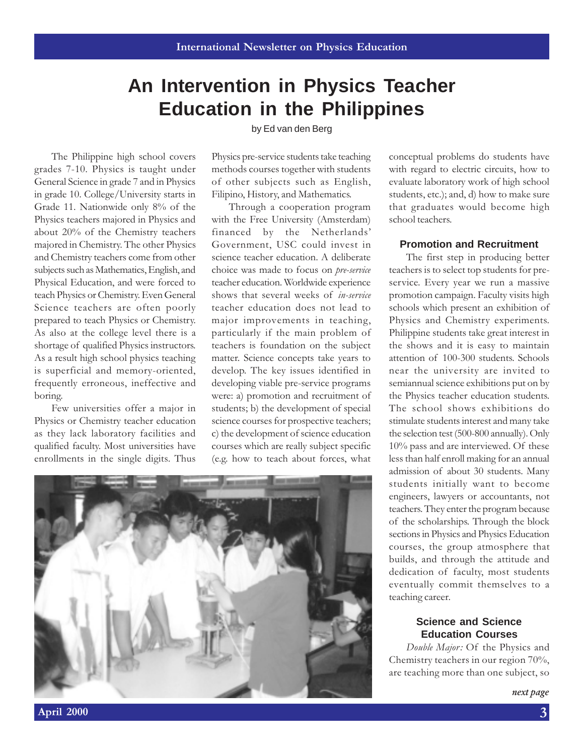# An Intervention in Physics Teacher Education in the Philippines

by Ed van den Berg

The Philippine high school covers grades 7-10. Physics is taught under General Science in grade 7 and in Physics in grade 10. College/University starts in Grade 11. Nationwide only 8% of the Physics teachers majored in Physics and about 20% of the Chemistry teachers majored in Chemistry. The other Physics and Chemistry teachers come from other subjects such as Mathematics, English, and Physical Education, and were forced to teach Physics or Chemistry. Even General Science teachers are often poorly prepared to teach Physics or Chemistry. As also at the college level there is a shortage of qualified Physics instructors. As a result high school physics teaching is superficial and memory-oriented, frequently erroneous, ineffective and boring.

Few universities offer a major in Physics or Chemistry teacher education as they lack laboratory facilities and qualified faculty. Most universities have enrollments in the single digits. Thus Physics pre-service students take teaching methods courses together with students of other subjects such as English, Filipino, History, and Mathematics.

Through a cooperation program with the Free University (Amsterdam) financed by the Netherlands' Government, USC could invest in science teacher education. A deliberate choice was made to focus on *pre-service* teacher education. Worldwide experience shows that several weeks of *in-service* teacher education does not lead to major improvements in teaching, particularly if the main problem of teachers is foundation on the subject matter. Science concepts take years to develop. The key issues identified in developing viable pre-service programs were: a) promotion and recruitment of students; b) the development of special science courses for prospective teachers; c) the development of science education courses which are really subject specific (e.g. how to teach about forces, what conceptual problems do students have with regard to electric circuits, how to evaluate laboratory work of high school students, etc.); and, d) how to make sure that graduates would become high school teachers.

## Promotion and Recruitment

The first step in producing better teachers is to select top students for pre-service. Every year we run a massive promotion campaign. Faculty visits high schools which present an exhibition of Physics and Chemistry experiments. Philippine students take great interest in the shows and it is easy to maintain attention of 100-300 students. Schools near the university are invited to semiannual science exhibitions put on by the Physics teacher education students. The school shows exhibitions do stimulate students interest and many take the selection test (500-800 annually). Only 10% pass and are interviewed. Of these less than half enroll making for an annual admission of about 30 students. Many students initially want to become engineers, lawyers or accountants, not teachers. They enter the program because of the scholarships. Through the block sections in Physics and Physics Education courses, the group atmosphere that builds, and through the attitude and dedication of faculty, most students eventually commit themselves to a teaching career.

## Science and Science Education Courses

*Double Major:* Of the Physics and Chemistry teachers in our region 70%, are teaching more than one subject, so

*next page*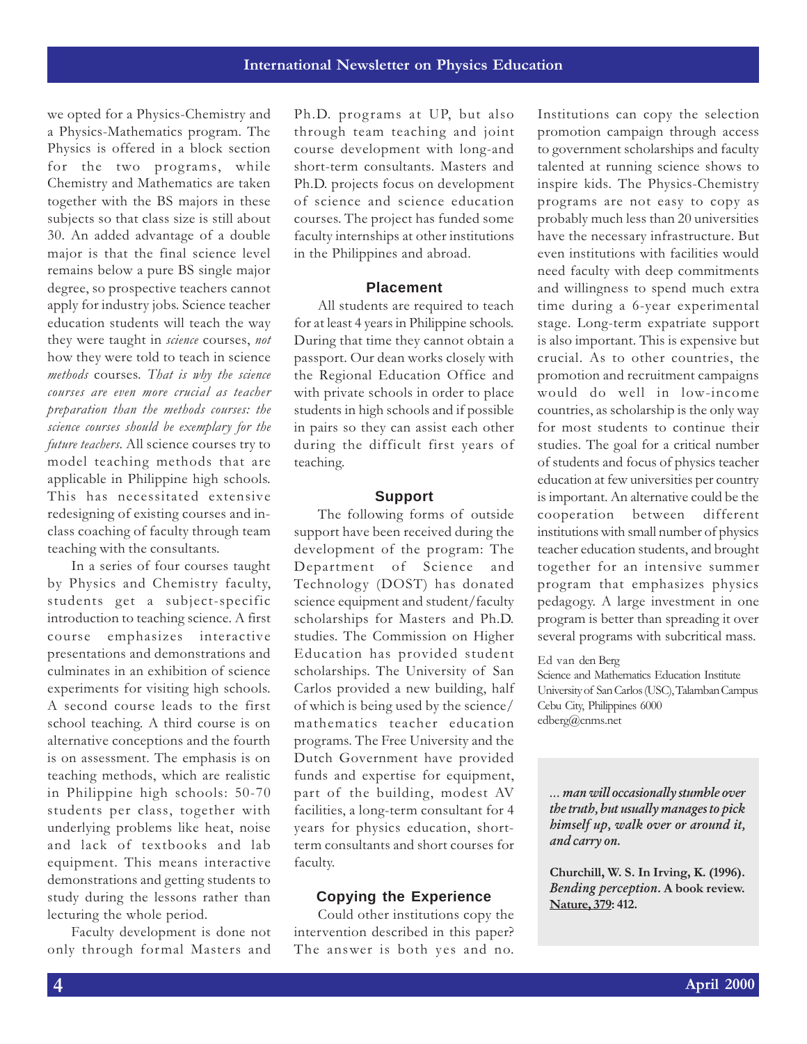we opted for a Physics-Chemistry and a Physics-Mathematics program. The Physics is offered in a block section for the two programs, while Chemistry and Mathematics are taken together with the BS majors in these subjects so that class size is still about 30. An added advantage of a double major is that the final science level remains below a pure BS single major degree, so prospective teachers cannot apply for industry jobs. Science teacher education students will teach the way they were taught in *science* courses, *not* how they were told to teach in science *methods* courses. *That is why the science courses are even more crucial as teacher preparation than the methods courses: the science courses should be exemplary for the future teachers.* All science courses try to model teaching methods that are applicable in Philippine high schools. This has necessitated extensive redesigning of existing courses and in-class coaching of faculty through team teaching with the consultants.

In a series of four courses taught by Physics and Chemistry faculty, students get a subject-specific introduction to teaching science. A first course emphasizes interactive presentations and demonstrations and culminates in an exhibition of science experiments for visiting high schools. A second course leads to the first school teaching. A third course is on alternative conceptions and the fourth is on assessment. The emphasis is on teaching methods, which are realistic in Philippine high schools: 50-70 students per class, together with underlying problems like heat, noise and lack of textbooks and lab equipment. This means interactive demonstrations and getting students to study during the lessons rather than lecturing the whole period.

Faculty development is done not only through formal Masters and Ph.D. programs at UP, but also through team teaching and joint course development with long-and short-term consultants. Masters and Ph.D. projects focus on development of science and science education courses. The project has funded some faculty internships at other institutions in the Philippines and abroad.

## Placement

All students are required to teach for at least 4 years in Philippine schools. During that time they cannot obtain a passport. Our dean works closely with the Regional Education Office and with private schools in order to place students in high schools and if possible in pairs so they can assist each other during the difficult first years of teaching.

## Support

The following forms of outside support have been received during the development of the program: The Department of Science and Technology (DOST) has donated science equipment and student/faculty scholarships for Masters and Ph.D. studies. The Commission on Higher Education has provided student scholarships. The University of San Carlos provided a new building, half of which is being used by the science/mathematics teacher education programs. The Free University and the Dutch Government have provided funds and expertise for equipment, part of the building, modest AV facilities, a long-term consultant for 4 years for physics education, short-term consultants and short courses for faculty.

## Copying the Experience

Could other institutions copy the intervention described in this paper? The answer is both yes and no. Institutions can copy the selection promotion campaign through access to government scholarships and faculty talented at running science shows to inspire kids. The Physics-Chemistry programs are not easy to copy as probably much less than 20 universities have the necessary infrastructure. But even institutions with facilities would need faculty with deep commitments and willingness to spend much extra time during a 6-year experimental stage. Long-term expatriate support is also important. This is expensive but crucial. As to other countries, the promotion and recruitment campaigns would do well in low-income countries, as scholarship is the only way for most students to continue their studies. The goal for a critical number of students and focus of physics teacher education at few universities per country is important. An alternative could be the cooperation between different institutions with small number of physics teacher education students, and brought together for an intensive summer program that emphasizes physics pedagogy. A large investment in one program is better than spreading it over several programs with subcritical mass.

Ed van den Berg
Science and Mathematics Education Institute
University of San Carlos (USC), Talamban Campus
Cebu City, Philippines 6000
edberg@cnms.net

***... man will occasionally stumble over the truth, but usually manages to pick himself up, walk over or around it, and carry on.***

**Churchill, W. S. In Irving, K. (1996). *Bending perception*. A book review. Nature, 379: 412.**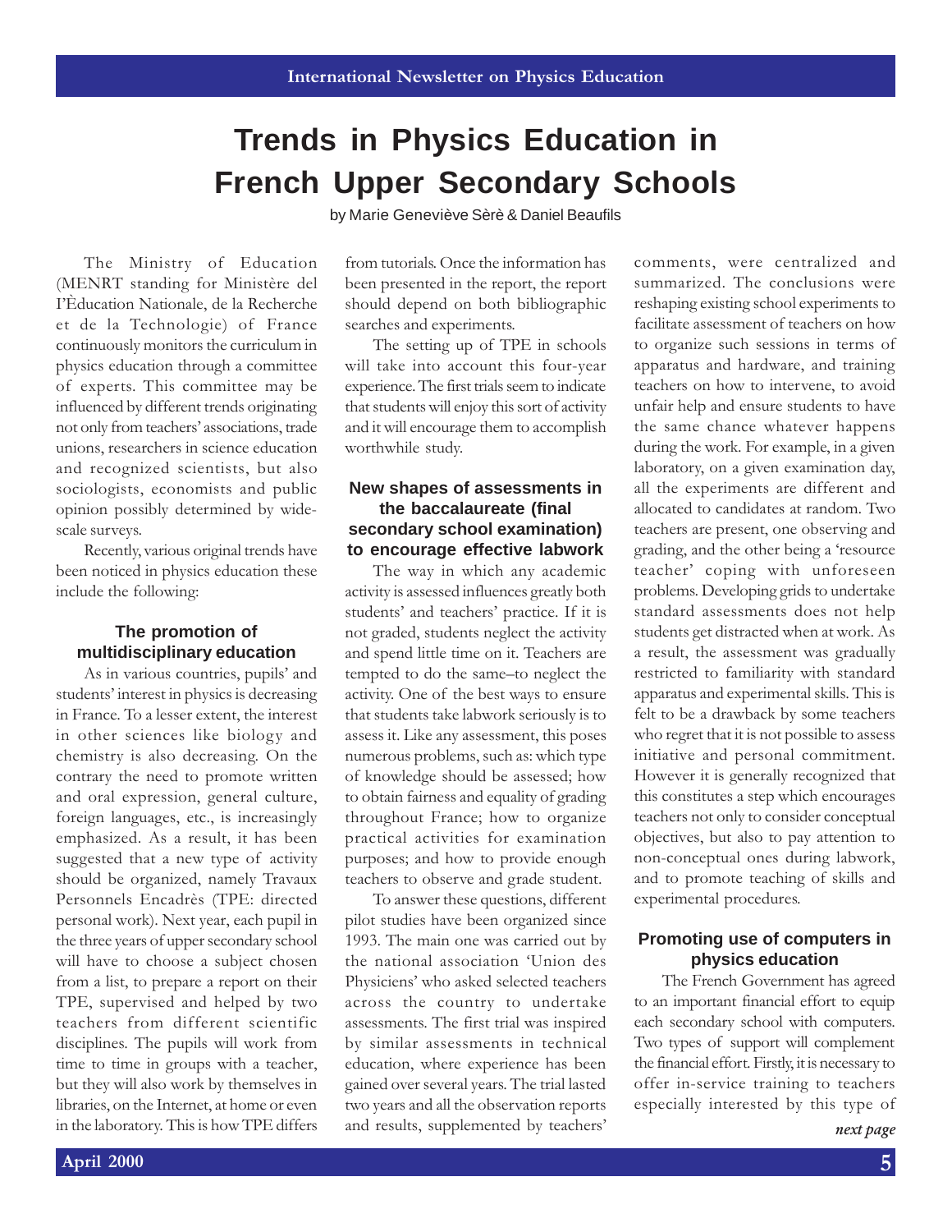# Trends in Physics Education in French Upper Secondary Schools

by Marie Geneviève Sèrè & Daniel Beaufils

The Ministry of Education (MENRT standing for Ministère del I'Èducation Nationale, de la Recherche et de la Technologie) of France continuously monitors the curriculum in physics education through a committee of experts. This committee may be influenced by different trends originating not only from teachers' associations, trade unions, researchers in science education and recognized scientists, but also sociologists, economists and public opinion possibly determined by wide-scale surveys.

Recently, various original trends have been noticed in physics education these include the following:

### The promotion of multidisciplinary education

As in various countries, pupils' and students' interest in physics is decreasing in France. To a lesser extent, the interest in other sciences like biology and chemistry is also decreasing. On the contrary the need to promote written and oral expression, general culture, foreign languages, etc., is increasingly emphasized. As a result, it has been suggested that a new type of activity should be organized, namely Travaux Personnels Encadrès (TPE: directed personal work). Next year, each pupil in the three years of upper secondary school will have to choose a subject chosen from a list, to prepare a report on their TPE, supervised and helped by two teachers from different scientific disciplines. The pupils will work from time to time in groups with a teacher, but they will also work by themselves in libraries, on the Internet, at home or even in the laboratory. This is how TPE differs from tutorials. Once the information has been presented in the report, the report should depend on both bibliographic searches and experiments.

The setting up of TPE in schools will take into account this four-year experience. The first trials seem to indicate that students will enjoy this sort of activity and it will encourage them to accomplish worthwhile study.

### New shapes of assessments in the baccalaureate (final secondary school examination) to encourage effective labwork

The way in which any academic activity is assessed influences greatly both students' and teachers' practice. If it is not graded, students neglect the activity and spend little time on it. Teachers are tempted to do the same–to neglect the activity. One of the best ways to ensure that students take labwork seriously is to assess it. Like any assessment, this poses numerous problems, such as: which type of knowledge should be assessed; how to obtain fairness and equality of grading throughout France; how to organize practical activities for examination purposes; and how to provide enough teachers to observe and grade student.

To answer these questions, different pilot studies have been organized since 1993. The main one was carried out by the national association 'Union des Physiciens' who asked selected teachers across the country to undertake assessments. The first trial was inspired by similar assessments in technical education, where experience has been gained over several years. The trial lasted two years and all the observation reports and results, supplemented by teachers' comments, were centralized and summarized. The conclusions were reshaping existing school experiments to facilitate assessment of teachers on how to organize such sessions in terms of apparatus and hardware, and training teachers on how to intervene, to avoid unfair help and ensure students to have the same chance whatever happens during the work. For example, in a given laboratory, on a given examination day, all the experiments are different and allocated to candidates at random. Two teachers are present, one observing and grading, and the other being a 'resource teacher' coping with unforeseen problems. Developing grids to undertake standard assessments does not help students get distracted when at work. As a result, the assessment was gradually restricted to familiarity with standard apparatus and experimental skills. This is felt to be a drawback by some teachers who regret that it is not possible to assess initiative and personal commitment. However it is generally recognized that this constitutes a step which encourages teachers not only to consider conceptual objectives, but also to pay attention to non-conceptual ones during labwork, and to promote teaching of skills and experimental procedures.

### Promoting use of computers in physics education

The French Government has agreed to an important financial effort to equip each secondary school with computers. Two types of support will complement the financial effort. Firstly, it is necessary to offer in-service training to teachers especially interested by this type of

*next page*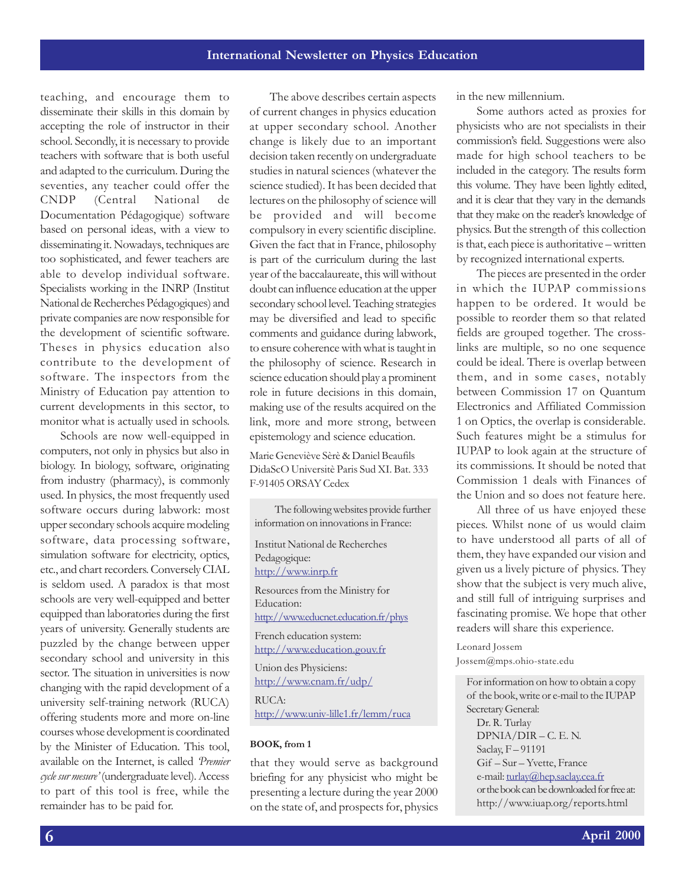teaching, and encourage them to disseminate their skills in this domain by accepting the role of instructor in their school. Secondly, it is necessary to provide teachers with software that is both useful and adapted to the curriculum. During the seventies, any teacher could offer the CNDP (Central National de Documentation Pédagogique) software based on personal ideas, with a view to disseminating it. Nowadays, techniques are too sophisticated, and fewer teachers are able to develop individual software. Specialists working in the INRP (Institut National de Recherches Pédagogiques) and private companies are now responsible for the development of scientific software. Theses in physics education also contribute to the development of software. The inspectors from the Ministry of Education pay attention to current developments in this sector, to monitor what is actually used in schools.

Schools are now well-equipped in computers, not only in physics but also in biology. In biology, software, originating from industry (pharmacy), is commonly used. In physics, the most frequently used software occurs during labwork: most upper secondary schools acquire modeling software, data processing software, simulation software for electricity, optics, etc., and chart recorders. Conversely CIAL is seldom used. A paradox is that most schools are very well-equipped and better equipped than laboratories during the first years of university. Generally students are puzzled by the change between upper secondary school and university in this sector. The situation in universities is now changing with the rapid development of a university self-training network (RUCA) offering students more and more on-line courses whose development is coordinated by the Minister of Education. This tool, available on the Internet, is called *'Premier cycle sur mesure'* (undergraduate level). Access to part of this tool is free, while the remainder has to be paid for.

The above describes certain aspects of current changes in physics education at upper secondary school. Another change is likely due to an important decision taken recently on undergraduate studies in natural sciences (whatever the science studied). It has been decided that lectures on the philosophy of science will be provided and will become compulsory in every scientific discipline. Given the fact that in France, philosophy is part of the curriculum during the last year of the baccalaureate, this will without doubt can influence education at the upper secondary school level. Teaching strategies may be diversified and lead to specific comments and guidance during labwork, to ensure coherence with what is taught in the philosophy of science. Research in science education should play a prominent role in future decisions in this domain, making use of the results acquired on the link, more and more strong, between epistemology and science education.

Marie Geneviève Sèrè & Daniel Beaufils
DidaScO Universitè Paris Sud XI. Bat. 333
F-91405 ORSAY Cedex

> The following websites provide further information on innovations in France:
>
> Institut National de Recherches Pedagogique:
> http://www.inrp.fr
>
> Resources from the Ministry for Education:
> http://www.educnet.education.fr/phys
>
> French education system:
> http://www.education.gouv.fr
>
> Union des Physiciens:
> http://www.cnam.fr/udp/
>
> RUCA:
> http://www.univ-lille1.fr/lemm/ruca

**BOOK, from 1**

that they would serve as background briefing for any physicist who might be presenting a lecture during the year 2000 on the state of, and prospects for, physics in the new millennium.

Some authors acted as proxies for physicists who are not specialists in their commission's field. Suggestions were also made for high school teachers to be included in the category. The results form this volume. They have been lightly edited, and it is clear that they vary in the demands that they make on the reader's knowledge of physics. But the strength of this collection is that, each piece is authoritative – written by recognized international experts.

The pieces are presented in the order in which the IUPAP commissions happen to be ordered. It would be possible to reorder them so that related fields are grouped together. The cross-links are multiple, so no one sequence could be ideal. There is overlap between them, and in some cases, notably between Commission 17 on Quantum Electronics and Affiliated Commission 1 on Optics, the overlap is considerable. Such features might be a stimulus for IUPAP to look again at the structure of its commissions. It should be noted that Commission 1 deals with Finances of the Union and so does not feature here.

All three of us have enjoyed these pieces. Whilst none of us would claim to have understood all parts of all of them, they have expanded our vision and given us a lively picture of physics. They show that the subject is very much alive, and still full of intriguing surprises and fascinating promise. We hope that other readers will share this experience.

Leonard Jossem
Jossem@mps.ohio-state.edu

> For information on how to obtain a copy of the book, write or e-mail to the IUPAP Secretary General:
> Dr. R. Turlay
> DPNIA/DIR – C. E. N.
> Saclay, F – 91191
> Gif – Sur – Yvette, France
> e-mail: turlay@hep.saclay.cea.fr
> or the book can be downloaded for free at:
> http://www.iuap.org/reports.html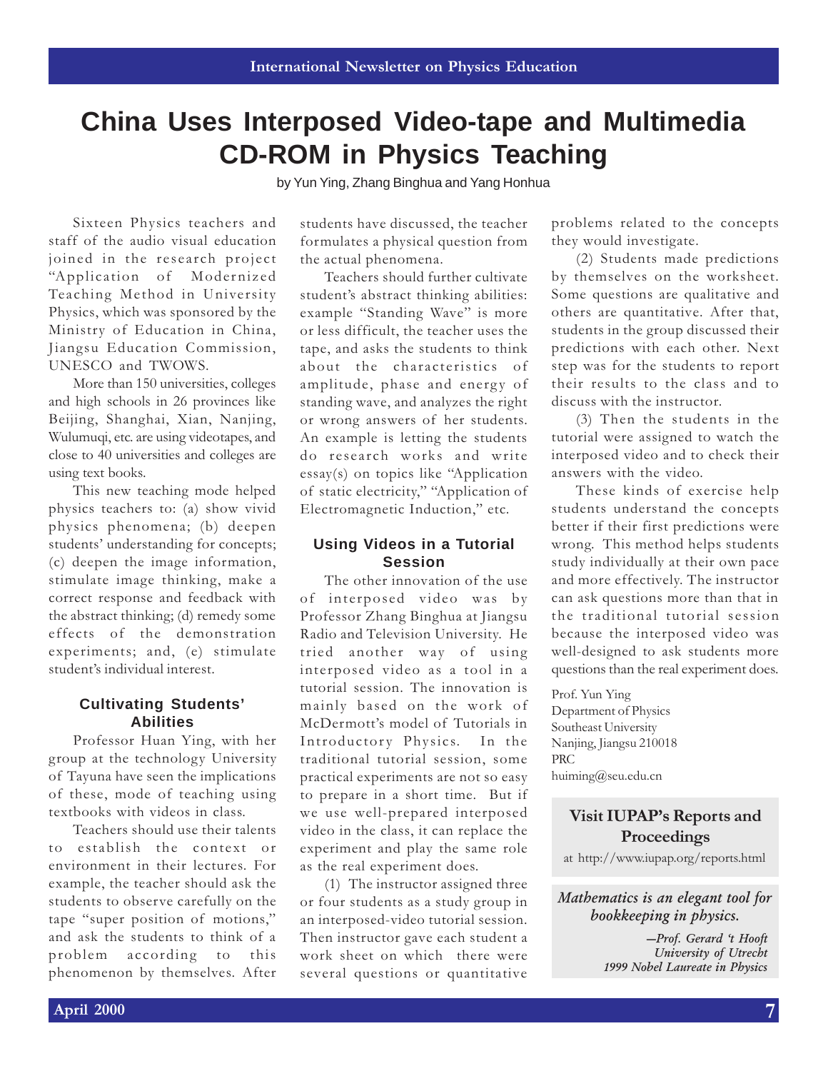# China Uses Interposed Video-tape and Multimedia CD-ROM in Physics Teaching

by Yun Ying, Zhang Binghua and Yang Honhua

Sixteen Physics teachers and staff of the audio visual education joined in the research project "Application of Modernized Teaching Method in University Physics, which was sponsored by the Ministry of Education in China, Jiangsu Education Commission, UNESCO and TWOWS.

More than 150 universities, colleges and high schools in 26 provinces like Beijing, Shanghai, Xian, Nanjing, Wulumuqi, etc. are using videotapes, and close to 40 universities and colleges are using text books.

This new teaching mode helped physics teachers to: (a) show vivid physics phenomena; (b) deepen students' understanding for concepts; (c) deepen the image information, stimulate image thinking, make a correct response and feedback with the abstract thinking; (d) remedy some effects of the demonstration experiments; and, (e) stimulate student's individual interest.

## Cultivating Students' Abilities

Professor Huan Ying, with her group at the technology University of Tayuna have seen the implications of these, mode of teaching using textbooks with videos in class.

Teachers should use their talents to establish the context or environment in their lectures. For example, the teacher should ask the students to observe carefully on the tape "super position of motions," and ask the students to think of a problem according to this phenomenon by themselves. After students have discussed, the teacher formulates a physical question from the actual phenomena.

Teachers should further cultivate student's abstract thinking abilities: example "Standing Wave" is more or less difficult, the teacher uses the tape, and asks the students to think about the characteristics of amplitude, phase and energy of standing wave, and analyzes the right or wrong answers of her students. An example is letting the students do research works and write essay(s) on topics like "Application of static electricity," "Application of Electromagnetic Induction," etc.

## Using Videos in a Tutorial Session

The other innovation of the use of interposed video was by Professor Zhang Binghua at Jiangsu Radio and Television University. He tried another way of using interposed video as a tool in a tutorial session. The innovation is mainly based on the work of McDermott's model of Tutorials in Introductory Physics. In the traditional tutorial session, some practical experiments are not so easy to prepare in a short time. But if we use well-prepared interposed video in the class, it can replace the experiment and play the same role as the real experiment does.

(1) The instructor assigned three or four students as a study group in an interposed-video tutorial session. Then instructor gave each student a work sheet on which there were several questions or quantitative problems related to the concepts they would investigate.

(2) Students made predictions by themselves on the worksheet. Some questions are qualitative and others are quantitative. After that, students in the group discussed their predictions with each other. Next step was for the students to report their results to the class and to discuss with the instructor.

(3) Then the students in the tutorial were assigned to watch the interposed video and to check their answers with the video.

These kinds of exercise help students understand the concepts better if their first predictions were wrong. This method helps students study individually at their own pace and more effectively. The instructor can ask questions more than that in the traditional tutorial session because the interposed video was well-designed to ask students more questions than the real experiment does.

Prof. Yun Ying
Department of Physics
Southeast University
Nanjing, Jiangsu 210018
PRC
huiming@seu.edu.cn

**Visit IUPAP's Reports and Proceedings**

at http://www.iupap.org/reports.html

*Mathematics is an elegant tool for bookkeeping in physics.*

*—Prof. Gerard 't Hooft*
*University of Utrecht*
*1999 Nobel Laureate in Physics*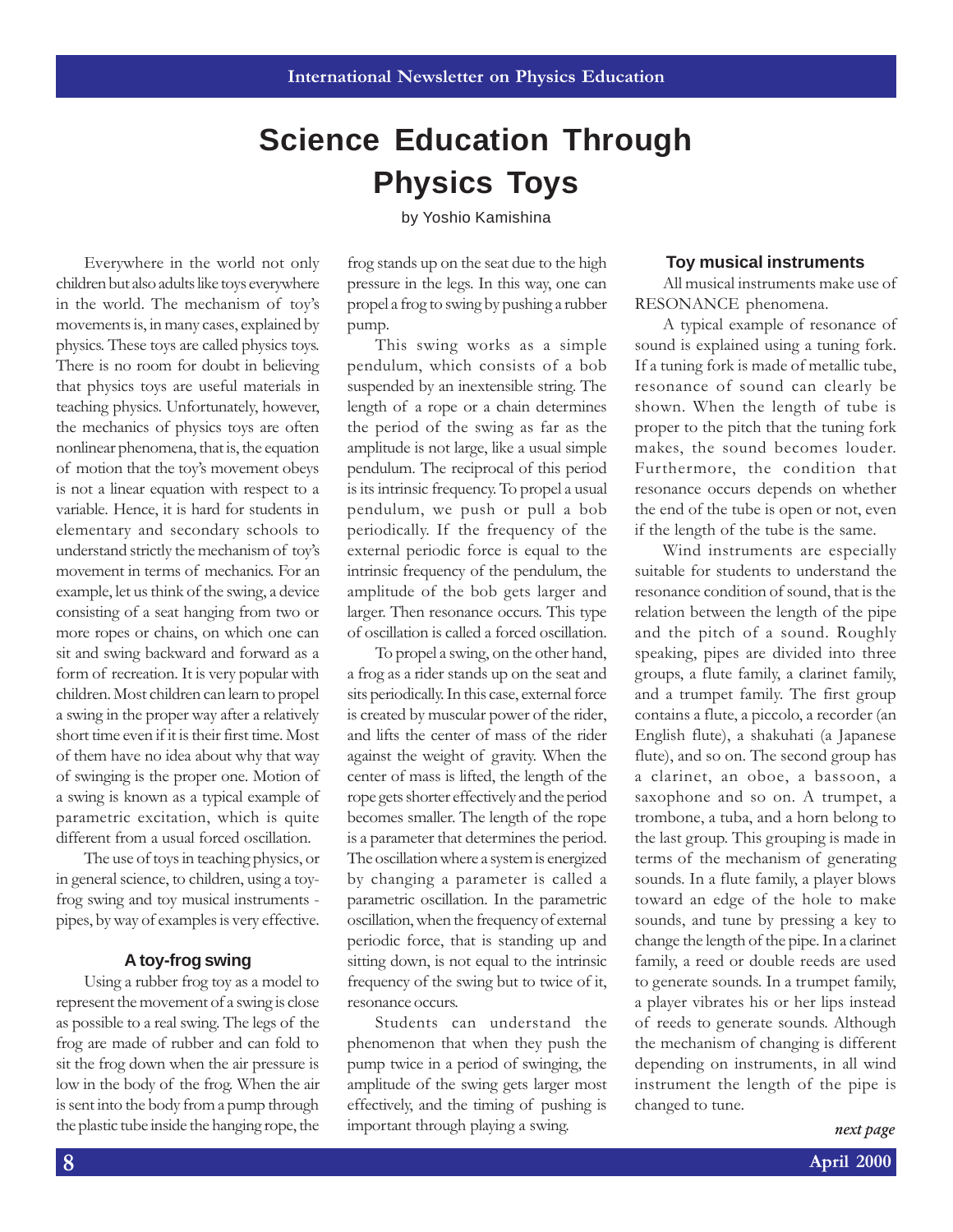# Science Education Through Physics Toys

by Yoshio Kamishina

Everywhere in the world not only children but also adults like toys everywhere in the world. The mechanism of toy's movements is, in many cases, explained by physics. These toys are called physics toys. There is no room for doubt in believing that physics toys are useful materials in teaching physics. Unfortunately, however, the mechanics of physics toys are often nonlinear phenomena, that is, the equation of motion that the toy's movement obeys is not a linear equation with respect to a variable. Hence, it is hard for students in elementary and secondary schools to understand strictly the mechanism of toy's movement in terms of mechanics. For an example, let us think of the swing, a device consisting of a seat hanging from two or more ropes or chains, on which one can sit and swing backward and forward as a form of recreation. It is very popular with children. Most children can learn to propel a swing in the proper way after a relatively short time even if it is their first time. Most of them have no idea about why that way of swinging is the proper one. Motion of a swing is known as a typical example of parametric excitation, which is quite different from a usual forced oscillation.

The use of toys in teaching physics, or in general science, to children, using a toy-frog swing and toy musical instruments - pipes, by way of examples is very effective.

## A toy-frog swing

Using a rubber frog toy as a model to represent the movement of a swing is close as possible to a real swing. The legs of the frog are made of rubber and can fold to sit the frog down when the air pressure is low in the body of the frog. When the air is sent into the body from a pump through the plastic tube inside the hanging rope, the frog stands up on the seat due to the high pressure in the legs. In this way, one can propel a frog to swing by pushing a rubber pump.

This swing works as a simple pendulum, which consists of a bob suspended by an inextensible string. The length of a rope or a chain determines the period of the swing as far as the amplitude is not large, like a usual simple pendulum. The reciprocal of this period is its intrinsic frequency. To propel a usual pendulum, we push or pull a bob periodically. If the frequency of the external periodic force is equal to the intrinsic frequency of the pendulum, the amplitude of the bob gets larger and larger. Then resonance occurs. This type of oscillation is called a forced oscillation.

To propel a swing, on the other hand, a frog as a rider stands up on the seat and sits periodically. In this case, external force is created by muscular power of the rider, and lifts the center of mass of the rider against the weight of gravity. When the center of mass is lifted, the length of the rope gets shorter effectively and the period becomes smaller. The length of the rope is a parameter that determines the period. The oscillation where a system is energized by changing a parameter is called a parametric oscillation. In the parametric oscillation, when the frequency of external periodic force, that is standing up and sitting down, is not equal to the intrinsic frequency of the swing but to twice of it, resonance occurs.

Students can understand the phenomenon that when they push the pump twice in a period of swinging, the amplitude of the swing gets larger most effectively, and the timing of pushing is important through playing a swing.

## Toy musical instruments

All musical instruments make use of RESONANCE phenomena.

A typical example of resonance of sound is explained using a tuning fork. If a tuning fork is made of metallic tube, resonance of sound can clearly be shown. When the length of tube is proper to the pitch that the tuning fork makes, the sound becomes louder. Furthermore, the condition that resonance occurs depends on whether the end of the tube is open or not, even if the length of the tube is the same.

Wind instruments are especially suitable for students to understand the resonance condition of sound, that is the relation between the length of the pipe and the pitch of a sound. Roughly speaking, pipes are divided into three groups, a flute family, a clarinet family, and a trumpet family. The first group contains a flute, a piccolo, a recorder (an English flute), a shakuhati (a Japanese flute), and so on. The second group has a clarinet, an oboe, a bassoon, a saxophone and so on. A trumpet, a trombone, a tuba, and a horn belong to the last group. This grouping is made in terms of the mechanism of generating sounds. In a flute family, a player blows toward an edge of the hole to make sounds, and tune by pressing a key to change the length of the pipe. In a clarinet family, a reed or double reeds are used to generate sounds. In a trumpet family, a player vibrates his or her lips instead of reeds to generate sounds. Although the mechanism of changing is different depending on instruments, in all wind instrument the length of the pipe is changed to tune.

*next page*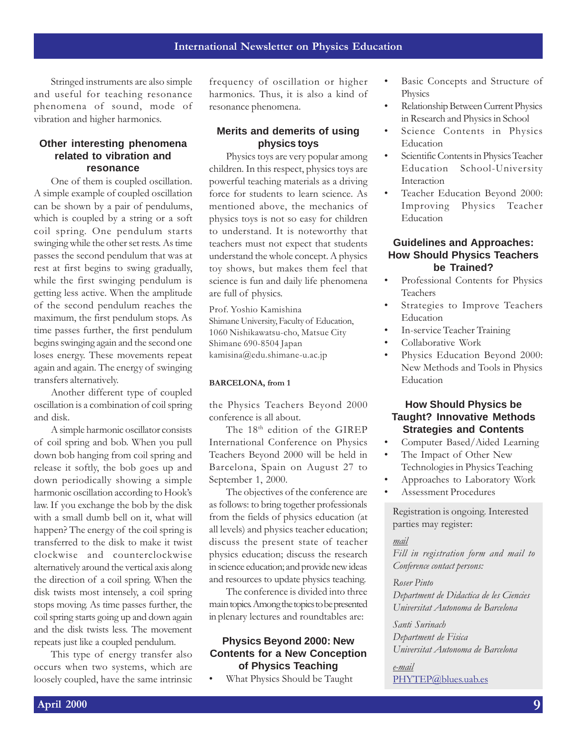Stringed instruments are also simple and useful for teaching resonance phenomena of sound, mode of vibration and higher harmonics.

### Other interesting phenomena related to vibration and resonance

One of them is coupled oscillation. A simple example of coupled oscillation can be shown by a pair of pendulums, which is coupled by a string or a soft coil spring. One pendulum starts swinging while the other set rests. As time passes the second pendulum that was at rest at first begins to swing gradually, while the first swinging pendulum is getting less active. When the amplitude of the second pendulum reaches the maximum, the first pendulum stops. As time passes further, the first pendulum begins swinging again and the second one loses energy. These movements repeat again and again. The energy of swinging transfers alternatively.

Another different type of coupled oscillation is a combination of coil spring and disk.

A simple harmonic oscillator consists of coil spring and bob. When you pull down bob hanging from coil spring and release it softly, the bob goes up and down periodically showing a simple harmonic oscillation according to Hook's law. If you exchange the bob by the disk with a small dumb bell on it, what will happen? The energy of the coil spring is transferred to the disk to make it twist clockwise and counterclockwise alternatively around the vertical axis along the direction of a coil spring. When the disk twists most intensely, a coil spring stops moving. As time passes further, the coil spring starts going up and down again and the disk twists less. The movement repeats just like a coupled pendulum.

This type of energy transfer also occurs when two systems, which are loosely coupled, have the same intrinsic frequency of oscillation or higher harmonics. Thus, it is also a kind of resonance phenomena.

### Merits and demerits of using physics toys

Physics toys are very popular among children. In this respect, physics toys are powerful teaching materials as a driving force for students to learn science. As mentioned above, the mechanics of physics toys is not so easy for children to understand. It is noteworthy that teachers must not expect that students understand the whole concept. A physics toy shows, but makes them feel that science is fun and daily life phenomena are full of physics.

Prof. Yoshio Kamishina
Shimane University, Faculty of Education,
1060 Nishikawatsu-cho, Matsue City
Shimane 690-8504 Japan
kamisina@edu.shimane-u.ac.jp

**BARCELONA, from 1**

the Physics Teachers Beyond 2000 conference is all about.

The 18th edition of the GIREP International Conference on Physics Teachers Beyond 2000 will be held in Barcelona, Spain on August 27 to September 1, 2000.

The objectives of the conference are as follows: to bring together professionals from the fields of physics education (at all levels) and physics teacher education; discuss the present state of teacher physics education; discuss the research in science education; and provide new ideas and resources to update physics teaching.

The conference is divided into three main topics. Among the topics to be presented in plenary lectures and roundtables are:

### Physics Beyond 2000: New Contents for a New Conception of Physics Teaching

- What Physics Should be Taught
- Basic Concepts and Structure of Physics
- Relationship Between Current Physics in Research and Physics in School
- Science Contents in Physics Education
- Scientific Contents in Physics Teacher Education School-University Interaction
- Teacher Education Beyond 2000: Improving Physics Teacher Education

### Guidelines and Approaches: How Should Physics Teachers be Trained?

- Professional Contents for Physics Teachers
- Strategies to Improve Teachers Education
- In-service Teacher Training
- Collaborative Work
- Physics Education Beyond 2000: New Methods and Tools in Physics Education

### How Should Physics be Taught? Innovative Methods Strategies and Contents

- Computer Based/Aided Learning
- The Impact of Other New Technologies in Physics Teaching
- Approaches to Laboratory Work
- Assessment Procedures

Registration is ongoing. Interested parties may register:

*mail*
*Fill in registration form and mail to Conference contact persons:*

*Roser Pinto*
*Department de Didactica de les Ciencies*
*Universitat Autonoma de Barcelona*

*Santi Surinach*
*Department de Fisica*
*Universitat Autonoma de Barcelona*

*e-mail*
PHYTEP@blues.uab.es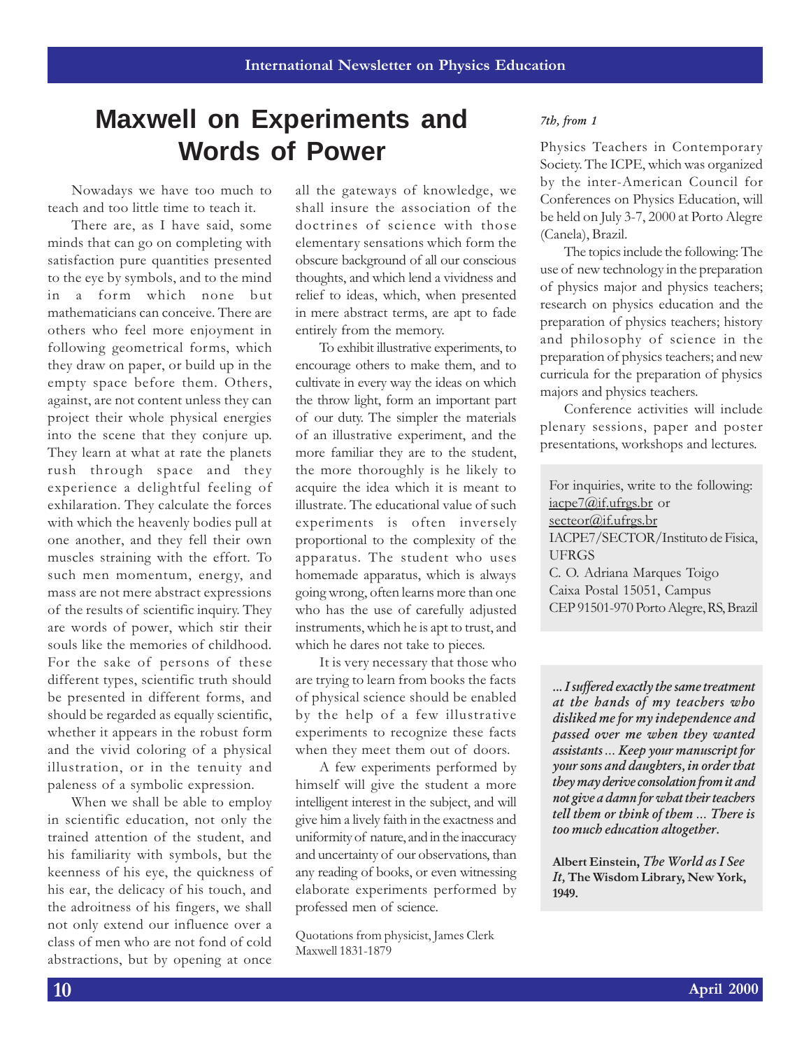# Maxwell on Experiments and Words of Power

Nowadays we have too much to teach and too little time to teach it.

There are, as I have said, some minds that can go on completing with satisfaction pure quantities presented to the eye by symbols, and to the mind in a form which none but mathematicians can conceive. There are others who feel more enjoyment in following geometrical forms, which they draw on paper, or build up in the empty space before them. Others, against, are not content unless they can project their whole physical energies into the scene that they conjure up. They learn at what rate the planets rush through space and they experience a delightful feeling of exhilaration. They calculate the forces with which the heavenly bodies pull at one another, and they fell their own muscles straining with the effort. To such men momentum, energy, and mass are not mere abstract expressions of the results of scientific inquiry. They are words of power, which stir their souls like the memories of childhood. For the sake of persons of these different types, scientific truth should be presented in different forms, and should be regarded as equally scientific, whether it appears in the robust form and the vivid coloring of a physical illustration, or in the tenuity and paleness of a symbolic expression.

When we shall be able to employ in scientific education, not only the trained attention of the student, and his familiarity with symbols, but the keenness of his eye, the quickness of his ear, the delicacy of his touch, and the adroitness of his fingers, we shall not only extend our influence over a class of men who are not fond of cold abstractions, but by opening at once all the gateways of knowledge, we shall insure the association of the doctrines of science with those elementary sensations which form the obscure background of all our conscious thoughts, and which lend a vividness and relief to ideas, which, when presented in mere abstract terms, are apt to fade entirely from the memory.

To exhibit illustrative experiments, to encourage others to make them, and to cultivate in every way the ideas on which the throw light, form an important part of our duty. The simpler the materials of an illustrative experiment, and the more familiar they are to the student, the more thoroughly is he likely to acquire the idea which it is meant to illustrate. The educational value of such experiments is often inversely proportional to the complexity of the apparatus. The student who uses homemade apparatus, which is always going wrong, often learns more than one who has the use of carefully adjusted instruments, which he is apt to trust, and which he dares not take to pieces.

It is very necessary that those who are trying to learn from books the facts of physical science should be enabled by the help of a few illustrative experiments to recognize these facts when they meet them out of doors.

A few experiments performed by himself will give the student a more intelligent interest in the subject, and will give him a lively faith in the exactness and uniformity of nature, and in the inaccuracy and uncertainty of our observations, than any reading of books, or even witnessing elaborate experiments performed by professed men of science.

Quotations from physicist, James Clerk Maxwell 1831-1879

*7th, from 1*

Physics Teachers in Contemporary Society. The ICPE, which was organized by the inter-American Council for Conferences on Physics Education, will be held on July 3-7, 2000 at Porto Alegre (Canela), Brazil.

The topics include the following: The use of new technology in the preparation of physics major and physics teachers; research on physics education and the preparation of physics teachers; history and philosophy of science in the preparation of physics teachers; and new curricula for the preparation of physics majors and physics teachers.

Conference activities will include plenary sessions, paper and poster presentations, workshops and lectures.

For inquiries, write to the following:
iacpe7@if.ufrgs.br or
secteor@if.ufrgs.br
IACPE7/SECTOR/Instituto de Fisica, UFRGS
C. O. Adriana Marques Toigo
Caixa Postal 15051, Campus
CEP 91501-970 Porto Alegre, RS, Brazil

***... I suffered exactly the same treatment at the hands of my teachers who disliked me for my independence and passed over me when they wanted assistants ... Keep your manuscript for your sons and daughters, in order that they may derive consolation from it and not give a damn for what their teachers tell them or think of them ... There is too much education altogether.***

**Albert Einstein, *The World as I See It,* The Wisdom Library, New York, 1949.**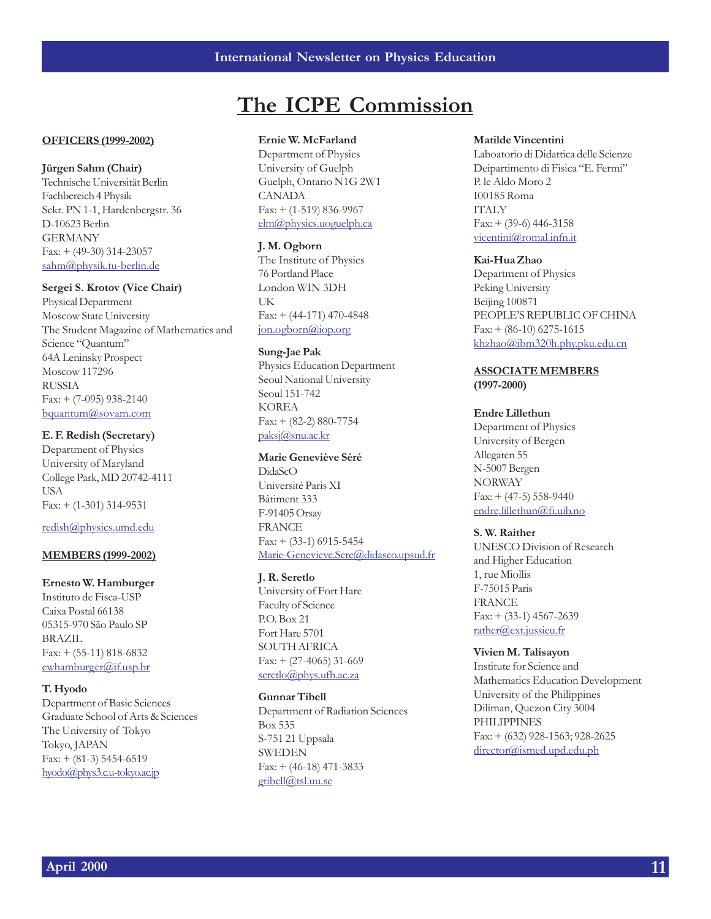# The ICPE Commission

## OFFICERS (1999-2002)

**Jürgen Sahm (Chair)**
Technische Universität Berlin
Fachbereich 4 Physik
Sekr. PN 1-1, Hardenbergstr. 36
D-10623 Berlin
GERMANY
Fax: + (49-30) 314-23057
sahm@physik.tu-berlin.de

**Sergei S. Krotov (Vice Chair)**
Physical Department
Moscow State University
The Student Magazine of Mathematics and Science "Quantum"
64A Leninsky Prospect
Moscow 117296
RUSSIA
Fax: + (7-095) 938-2140
bquantum@sovam.com

**E. F. Redish (Secretary)**
Department of Physics
University of Maryland
College Park, MD 20742-4111
USA
Fax: + (1-301) 314-9531
redish@physics.umd.edu

## MEMBERS (1999-2002)

**Ernesto W. Hamburger**
Instituto de Fisca-USP
Caixa Postal 66138
05315-970 São Paulo SP
BRAZIL
Fax: + (55-11) 818-6832
ewhamburger@if.usp.br

**T. Hyodo**
Department of Basic Sciences
Graduate School of Arts & Sciences
The University of Tokyo
Tokyo, JAPAN
Fax: + (81-3) 5454-6519
hyodo@phys3.c.u-tokyo.ac.jp

**Ernie W. McFarland**
Department of Physics
University of Guelph
Guelph, Ontario N1G 2W1
CANADA
Fax: + (1-519) 836-9967
elm@physics.uoguelph.ca

**J. M. Ogborn**
The Institute of Physics
76 Portland Place
London WIN 3DH
UK
Fax: + (44-171) 470-4848
jon.ogborn@iop.org

**Sung-Jae Pak**
Physics Education Department
Seoul National University
Seoul 151-742
KOREA
Fax: + (82-2) 880-7754
paksj@snu.ac.kr

**Marie Geneviève Séré**
DidaScO
Université Paris XI
Bâtiment 333
F-91405 Orsay
FRANCE
Fax: + (33-1) 6915-5454
Marie-Genevieve.Sere@didasco.upsud.fr

**J. R. Seretlo**
University of Fort Hare
Faculty of Science
P.O. Box 21
Fort Hare 5701
SOUTH AFRICA
Fax: + (27-4065) 31-669
seretlo@phys.ufh.ac.za

**Gunnar Tibell**
Department of Radiation Sciences
Box 535
S-751 21 Uppsala
SWEDEN
Fax: + (46-18) 471-3833
gtibell@tsl.uu.se

**Matilde Vincentini**
Laboatorio di Didattica delle Scienze
Deipartimento di Fisica "E. Fermi"
P. le Aldo Moro 2
I00185 Roma
ITALY
Fax: + (39-6) 446-3158
vicentini@romal.infn.it

**Kai-Hua Zhao**
Department of Physics
Peking University
Beijing 100871
PEOPLE'S REPUBLIC OF CHINA
Fax: + (86-10) 6275-1615
khzhao@ibm320h.phy.pku.edu.cn

## ASSOCIATE MEMBERS (1997-2000)

**Endre Lillethun**
Department of Physics
University of Bergen
Allegaten 55
N-5007 Bergen
NORWAY
Fax: + (47-5) 558-9440
endre.lillethun@fi.uib.no

**S. W. Raither**
UNESCO Division of Research and Higher Education
1, rue Miollis
F-75015 Paris
FRANCE
Fax: + (33-1) 4567-2639
rather@ext.jussieu.fr

**Vivien M. Talisayon**
Institute for Science and Mathematics Education Development
University of the Philippines
Diliman, Quezon City 3004
PHILIPPINES
Fax: + (632) 928-1563; 928-2625
director@ismed.upd.edu.ph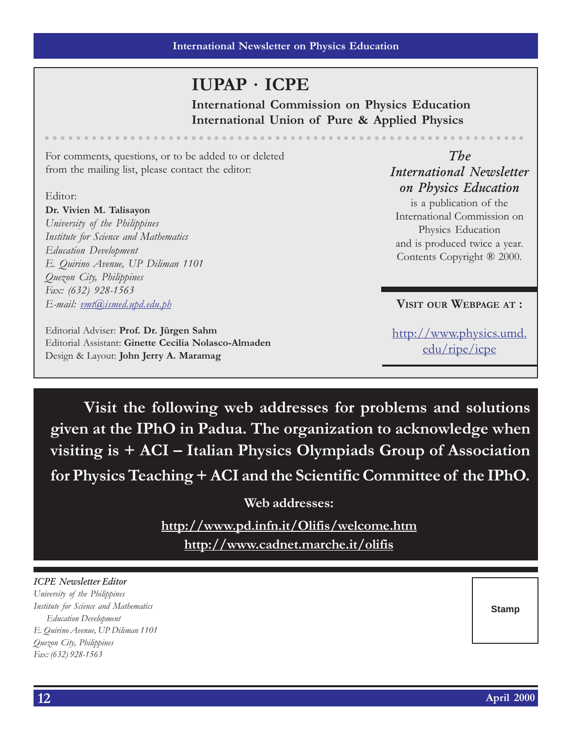# IUPAP · ICPE

**International Commission on Physics Education**
**International Union of Pure & Applied Physics**

For comments, questions, or to be added to or deleted from the mailing list, please contact the editor:

Editor:
**Dr. Vivien M. Talisayon**
*University of the Philippines*
*Institute for Science and Mathematics*
*Education Development*
*E. Quirino Avenue, UP Diliman 1101*
*Quezon City, Philippines*
*Fax: (632) 928-1563*
*E-mail: vmt@ismed.upd.edu.ph*

Editorial Adviser: **Prof. Dr. Jürgen Sahm**
Editorial Assistant: **Ginette Cecilia Nolasco-Almaden**
Design & Layout: **John Jerry A. Maramag**

*The International Newsletter on Physics Education* is a publication of the International Commission on Physics Education and is produced twice a year. Contents Copyright ® 2000.

**VISIT OUR WEBPAGE AT :**

http://www.physics.umd.edu/ripe/icpe

**Visit the following web addresses for problems and solutions given at the IPhO in Padua. The organization to acknowledge when visiting is + ACI – Italian Physics Olympiads Group of Association for Physics Teaching + ACI and the Scientific Committee of the IPhO.**

**Web addresses:**

**http://www.pd.infn.it/Olifis/welcome.htm**
**http://www.cadnet.marche.it/olifis**

*ICPE Newsletter Editor*
*University of the Philippines*
*Institute for Science and Mathematics*
*Education Development*
*E. Quirino Avenue, UP Diliman 1101*
*Quezon City, Philippines*
*Fax: (632) 928-1563*

Stamp